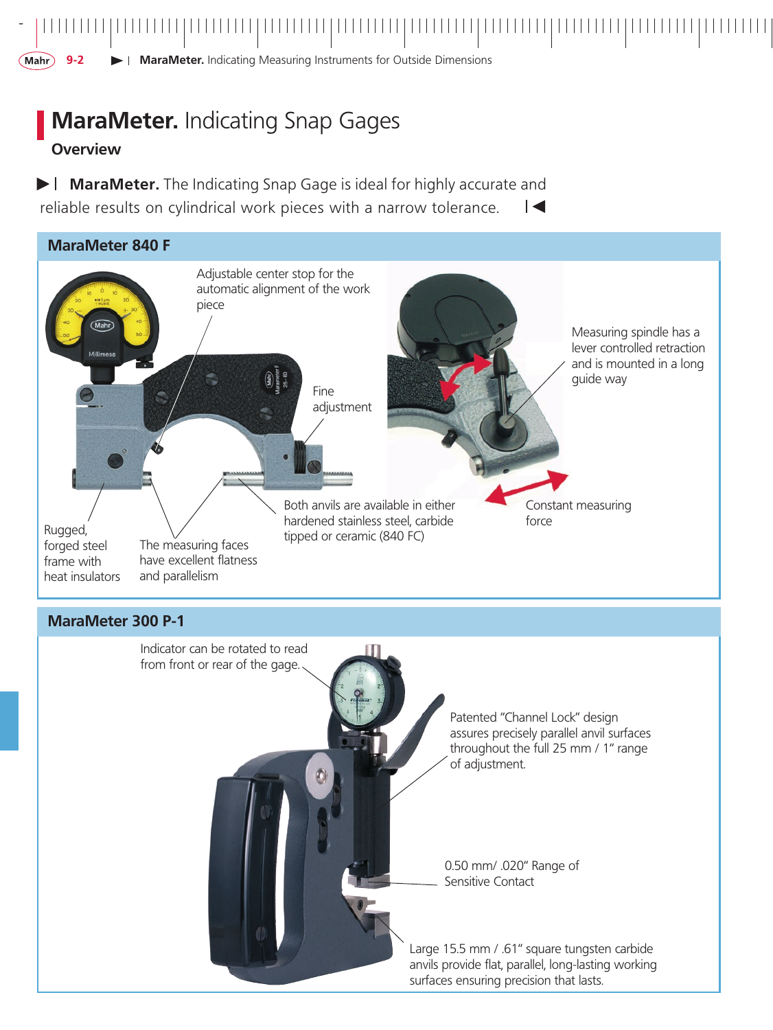# MaraMeter. Indicating Snap Gages

## Overview

**MaraMeter.** The Indicating Snap Gage is ideal for highly accurate and reliable results on cylindrical work pieces with a narrow tolerance.

### MaraMeter 840 F

Adjustable center stop for the automatic alignment of the work piece

Fine adjustment

Measuring spindle has a lever controlled retraction and is mounted in a long guide way

Both anvils are available in either hardened stainless steel, carbide tipped or ceramic (840 FC)

Constant measuring force

Rugged, forged steel frame with heat insulators

The measuring faces have excellent flatness and parallelism

### MaraMeter 300 P-1

Indicator can be rotated to read from front or rear of the gage.

Patented "Channel Lock" design assures precisely parallel anvil surfaces throughout the full 25 mm / 1" range of adjustment.

0.50 mm/ .020" Range of Sensitive Contact

Large 15.5 mm / .61" square tungsten carbide anvils provide flat, parallel, long-lasting working surfaces ensuring precision that lasts.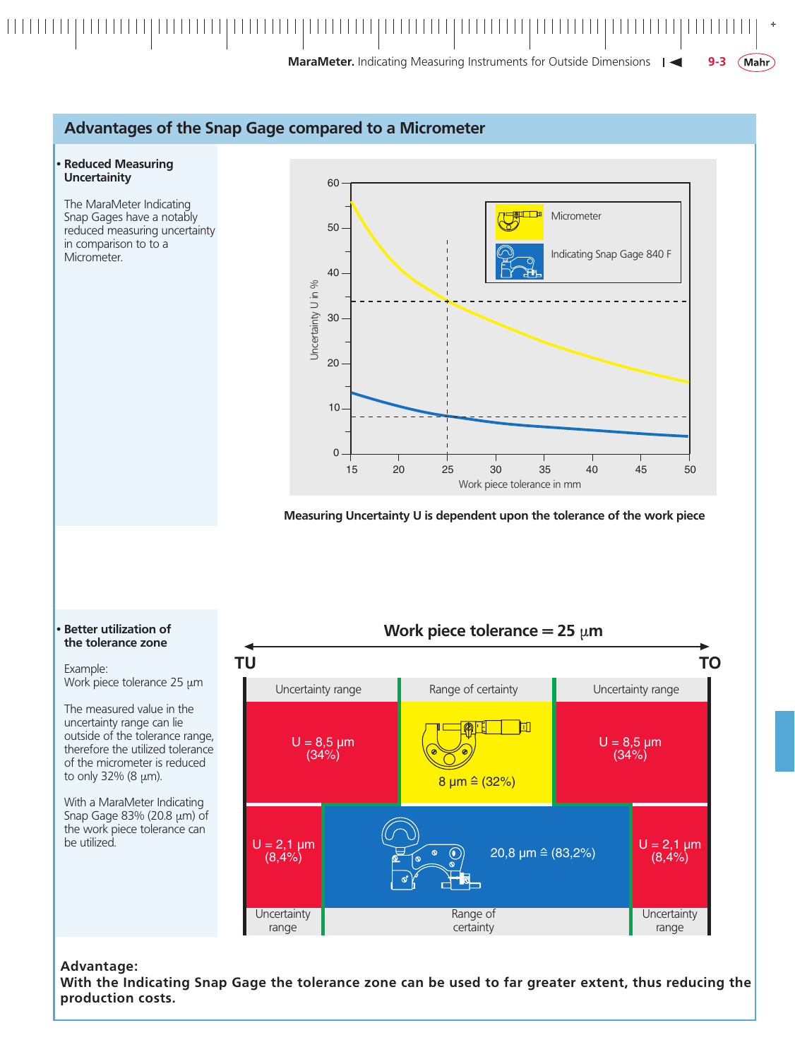## Advantages of the Snap Gage compared to a Micrometer

**• Reduced Measuring Uncertainity**

The MaraMeter Indicating Snap Gages have a notably reduced measuring uncertainity in comparison to to a Micrometer.

Micrometer

Indicating Snap Gage 840 F

Uncertainty U in %

Work piece tolerance in mm

**Measuring Uncertainty U is dependent upon the tolerance of the work piece**

**• Better utilization of the tolerance zone**

Example:
Work piece tolerance 25 µm

The measured value in the uncertainty range can lie outside of the tolerance range, therefore the utilized tolerance of the micrometer is reduced to only 32% (8 µm).

With a MaraMeter Indicating Snap Gage 83% (20.8 µm) of the work piece tolerance can be utilized.

**Work piece tolerance = 25 µm**

**TU** **TO**

| Uncertainty range | Range of certainty | Uncertainty range |
|---|---|---|
| U = 8,5 µm (34%) | 8 µm ≙ (32%) | U = 8,5 µm (34%) |

| Uncertainty range | Range of certainty | Uncertainty range |
|---|---|---|
| U = 2,1 µm (8,4%) | 20,8 µm ≙ (83,2%) | U = 2,1 µm (8,4%) |

**Advantage:**
**With the Indicating Snap Gage the tolerance zone can be used to far greater extent, thus reducing the production costs.**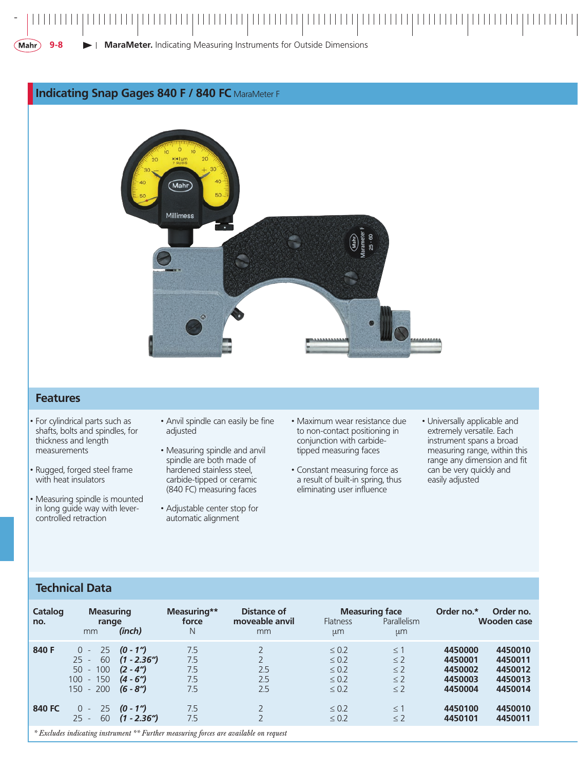## Indicating Snap Gages 840 F / 840 FC MaraMeter F

### Features

- For cylindrical parts such as shafts, bolts and spindles, for thickness and length measurements
- Rugged, forged steel frame with heat insulators
- Measuring spindle is mounted in long guide way with lever-controlled retraction
- Anvil spindle can easily be fine adjusted
- Measuring spindle and anvil spindle are both made of hardened stainless steel, carbide-tipped or ceramic (840 FC) measuring faces
- Adjustable center stop for automatic alignment
- Maximum wear resistance due to non-contact positioning in conjunction with carbide-tipped measuring faces
- Constant measuring force as a result of built-in spring, thus eliminating user influence
- Universally applicable and extremely versatile. Each instrument spans a broad measuring range, within this range any dimension and fit can be very quickly and easily adjusted

### Technical Data

| Catalog no. | Measuring range mm | *(inch)* | Measuring** force N | Distance of moveable anvil mm | Measuring face Flatness µm | Measuring face Parallelism µm | Order no.* | Order no. Wooden case |
|---|---|---|---|---|---|---|---|---|
| **840 F** | 0 - 25 | ***(0 - 1")*** | 7.5 | 2 | ≤ 0.2 | ≤ 1 | **4450000** | **4450010** |
| | 25 - 60 | ***(1 - 2.36")*** | 7.5 | 2 | ≤ 0.2 | ≤ 2 | **4450001** | **4450011** |
| | 50 - 100 | ***(2 - 4")*** | 7.5 | 2.5 | ≤ 0.2 | ≤ 2 | **4450002** | **4450012** |
| | 100 - 150 | ***(4 - 6")*** | 7.5 | 2.5 | ≤ 0.2 | ≤ 2 | **4450003** | **4450013** |
| | 150 - 200 | ***(6 - 8")*** | 7.5 | 2.5 | ≤ 0.2 | ≤ 2 | **4450004** | **4450014** |
| **840 FC** | 0 - 25 | ***(0 - 1")*** | 7.5 | 2 | ≤ 0.2 | ≤ 1 | **4450100** | **4450010** |
| | 25 - 60 | ***(1 - 2.36")*** | 7.5 | 2 | ≤ 0.2 | ≤ 2 | **4450101** | **4450011** |

*\* Excludes indicating instrument \*\* Further measuring forces are available on request*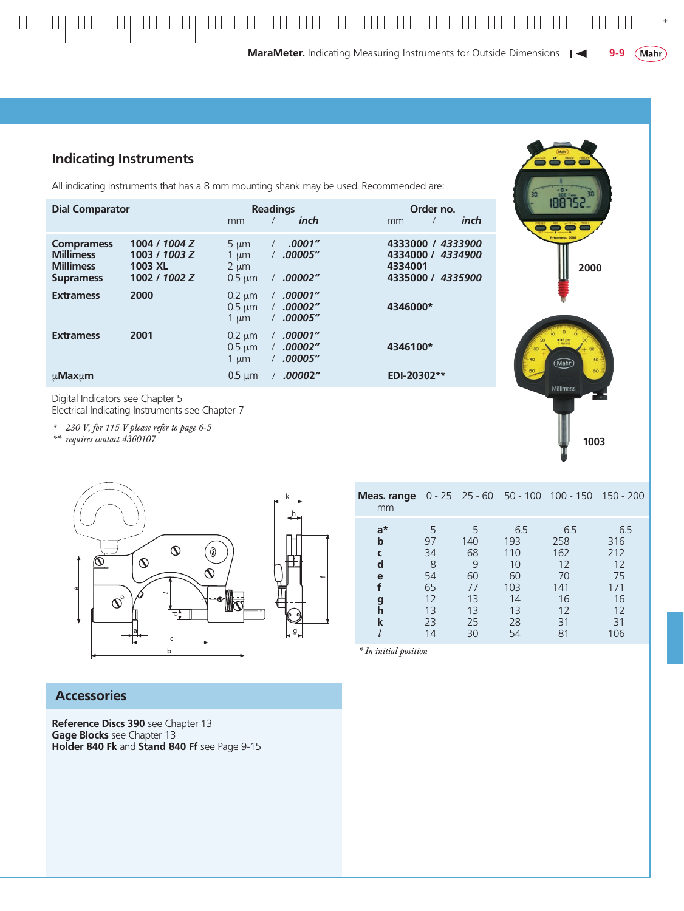## Indicating Instruments

All indicating instruments that has a 8 mm mounting shank may be used. Recommended are:

| Dial Comparator | | Readings mm / *inch* | Order no. mm / *inch* |
|---|---|---|---|
| **Compramess** | **1004 / *1004 Z*** | 5 µm / *.0001"* | **4333000 / *4333900*** |
| **Millimess** | **1003 / *1003 Z*** | 1 µm / *.00005"* | **4334000 / *4334900*** |
| **Millimess** | **1003 XL** | 2 µm | **4334001** |
| **Supramess** | **1002 / *1002 Z*** | 0.5 µm / *.00002"* | **4335000 / *4335900*** |
| **Extramess** | **2000** | 0.2 µm / *.00001"*<br>0.5 µm / *.00002"*<br>1 µm / *.00005"* | **4346000*** |
| **Extramess** | **2001** | 0.2 µm / *.00001"*<br>0.5 µm / *.00002"*<br>1 µm / *.00005"* | **4346100*** |
| **µMaxµm** | | 0.5 µm / *.00002"* | **EDI-20302**** |

Digital Indicators see Chapter 5
Electrical Indicating Instruments see Chapter 7

\* *230 V, for 115 V please refer to page 6-5*
\*\* *requires contact 4360107*

2000

1003

| Meas. range mm | 0 - 25 | 25 - 60 | 50 - 100 | 100 - 150 | 150 - 200 |
|---|---|---|---|---|---|
| **a*** | 5 | 5 | 6.5 | 6.5 | 6.5 |
| **b** | 97 | 140 | 193 | 258 | 316 |
| **c** | 34 | 68 | 110 | 162 | 212 |
| **d** | 8 | 9 | 10 | 12 | 12 |
| **e** | 54 | 60 | 60 | 70 | 75 |
| **f** | 65 | 77 | 103 | 141 | 171 |
| **g** | 12 | 13 | 14 | 16 | 16 |
| **h** | 13 | 13 | 13 | 12 | 12 |
| **k** | 23 | 25 | 28 | 31 | 31 |
| *l* | 14 | 30 | 54 | 81 | 106 |

\* *In initial position*

## Accessories

**Reference Discs 390** see Chapter 13
**Gage Blocks** see Chapter 13
**Holder 840 Fk** and **Stand 840 Ff** see Page 9-15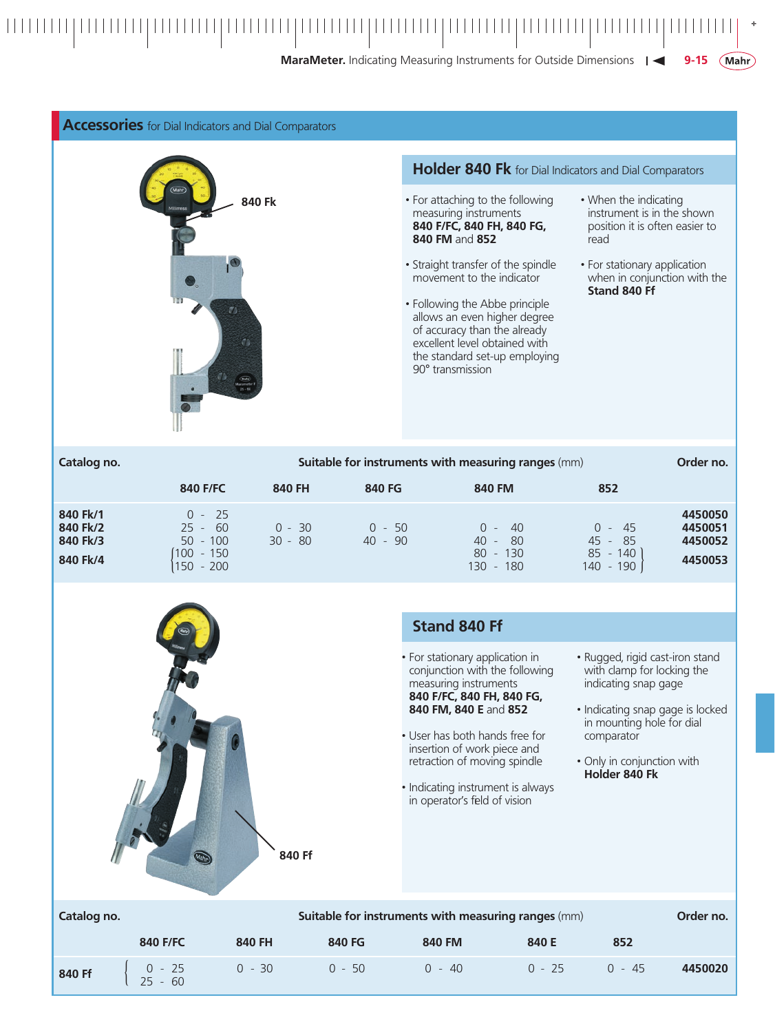## Accessories for Dial Indicators and Dial Comparators

840 Fk

### Holder 840 Fk for Dial Indicators and Dial Comparators

- For attaching to the following measuring instruments **840 F/FC, 840 FH, 840 FG, 840 FM** and **852**
- Straight transfer of the spindle movement to the indicator
- Following the Abbe principle allows an even higher degree of accuracy than the already excellent level obtained with the standard set-up employing 90° transmission
- When the indicating instrument is in the shown position it is often easier to read
- For stationary application when in conjunction with the **Stand 840 Ff**

| Catalog no. | Suitable for instruments with measuring ranges (mm) | | | | | Order no. |
|---|---|---|---|---|---|---|
| | 840 F/FC | 840 FH | 840 FG | 840 FM | 852 | |
| 840 Fk/1 | 0 - 25 | | | | | 4450050 |
| 840 Fk/2 | 25 - 60 | 0 - 30 | 0 - 50 | 0 - 40 | 0 - 45 | 4450051 |
| 840 Fk/3 | 50 - 100 | 30 - 80 | 40 - 90 | 40 - 80 | 45 - 85 | 4450052 |
| 840 Fk/4 | 100 - 150<br>150 - 200 | | | 80 - 130<br>130 - 180 | 85 - 140<br>140 - 190 | 4450053 |

840 Ff

### Stand 840 Ff

- For stationary application in conjunction with the following measuring instruments **840 F/FC, 840 FH, 840 FG, 840 FM, 840 E** and **852**
- User has both hands free for insertion of work piece and retraction of moving spindle
- Indicating instrument is always in operator's feld of vision
- Rugged, rigid cast-iron stand with clamp for locking the indicating snap gage
- Indicating snap gage is locked in mounting hole for dial comparator
- Only in conjunction with **Holder 840 Fk**

| Catalog no. | Suitable for instruments with measuring ranges (mm) | | | | | | Order no. |
|---|---|---|---|---|---|---|---|
| | 840 F/FC | 840 FH | 840 FG | 840 FM | 840 E | 852 | |
| 840 Ff | 0 - 25<br>25 - 60 | 0 - 30 | 0 - 50 | 0 - 40 | 0 - 25 | 0 - 45 | 4450020 |